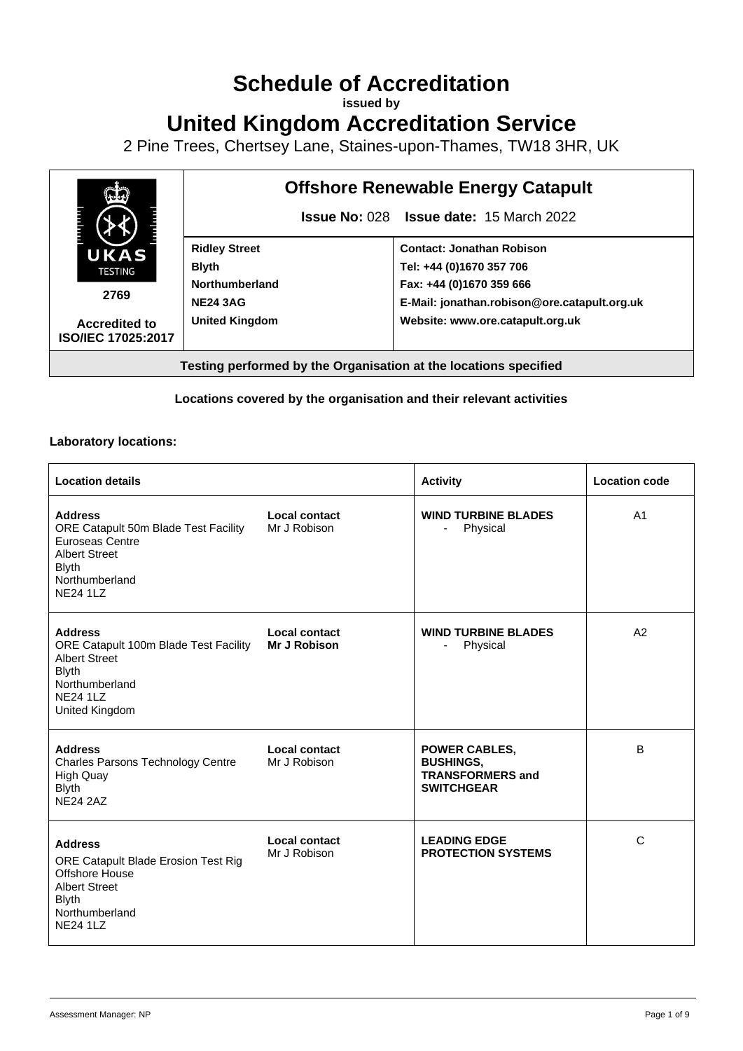# Schedule of Accreditation

**issued by**

# United Kingdom Accreditation Service

2 Pine Trees, Chertsey Lane, Staines-upon-Thames, TW18 3HR, UK

| UKAS TESTING 2769 Accredited to ISO/IEC 17025:2017 | **Offshore Renewable Energy Catapult** | |
|---|---|---|
| | **Issue No:** 028 **Issue date:** 15 March 2022 | |
| | **Ridley Street** **Blyth** **Northumberland** **NE24 3AG** **United Kingdom** | **Contact: Jonathan Robison** **Tel: +44 (0)1670 357 706** **Fax: +44 (0)1670 359 666** **E-Mail: jonathan.robison@ore.catapult.org.uk** **Website: www.ore.catapult.org.uk** |
| **Testing performed by the Organisation at the locations specified** | | |

**Locations covered by the organisation and their relevant activities**

**Laboratory locations:**

| Location details | | Activity | Location code |
|---|---|---|---|
| **Address** ORE Catapult 50m Blade Test Facility Euroseas Centre Albert Street Blyth Northumberland NE24 1LZ | **Local contact** Mr J Robison | **WIND TURBINE BLADES** - Physical | A1 |
| **Address** ORE Catapult 100m Blade Test Facility Albert Street Blyth Northumberland NE24 1LZ United Kingdom | **Local contact** **Mr J Robison** | **WIND TURBINE BLADES** - Physical | A2 |
| **Address** Charles Parsons Technology Centre High Quay Blyth NE24 2AZ | **Local contact** Mr J Robison | **POWER CABLES, BUSHINGS, TRANSFORMERS and SWITCHGEAR** | B |
| **Address** ORE Catapult Blade Erosion Test Rig Offshore House Albert Street Blyth Northumberland NE24 1LZ | **Local contact** Mr J Robison | **LEADING EDGE PROTECTION SYSTEMS** | C |

Assessment Manager: NP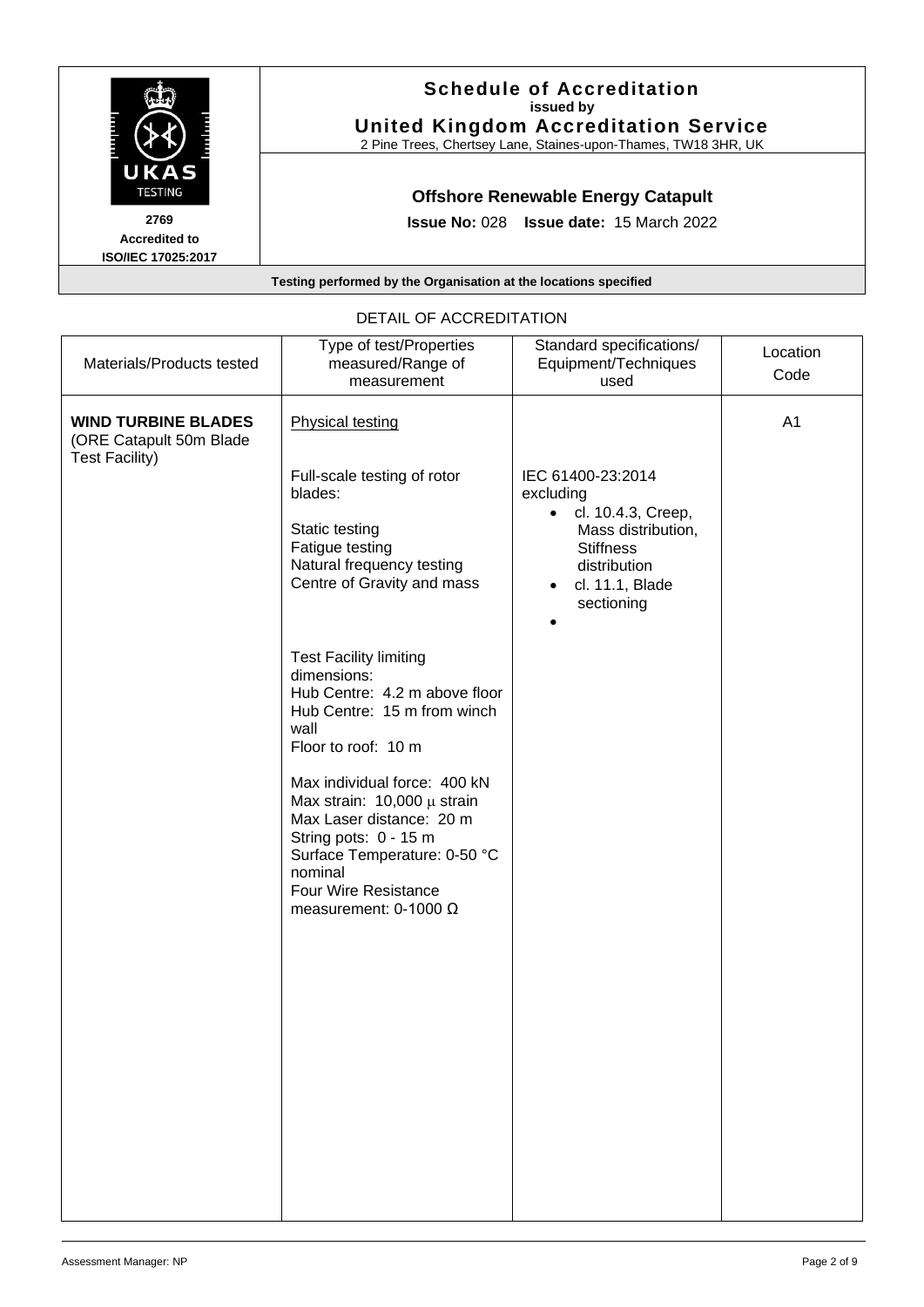# Schedule of Accreditation

**issued by**

**United Kingdom Accreditation Service**

2 Pine Trees, Chertsey Lane, Staines-upon-Thames, TW18 3HR, UK

**2769**

**Accredited to ISO/IEC 17025:2017**

## Offshore Renewable Energy Catapult

**Issue No:** 028 **Issue date:** 15 March 2022

**Testing performed by the Organisation at the locations specified**

DETAIL OF ACCREDITATION

| Materials/Products tested | Type of test/Properties measured/Range of measurement | Standard specifications/ Equipment/Techniques used | Location Code |
|---|---|---|---|
| **WIND TURBINE BLADES** (ORE Catapult 50m Blade Test Facility) | Physical testing<br><br>Full-scale testing of rotor blades:<br><br>Static testing<br>Fatigue testing<br>Natural frequency testing<br>Centre of Gravity and mass<br><br>Test Facility limiting dimensions:<br>Hub Centre: 4.2 m above floor<br>Hub Centre: 15 m from winch wall<br>Floor to roof: 10 m<br><br>Max individual force: 400 kN<br>Max strain: 10,000 μ strain<br>Max Laser distance: 20 m<br>String pots: 0 - 15 m<br>Surface Temperature: 0-50 °C nominal<br>Four Wire Resistance measurement: 0-1000 Ω | IEC 61400-23:2014 excluding<br>• cl. 10.4.3, Creep, Mass distribution, Stiffness distribution<br>• cl. 11.1, Blade sectioning<br>• | A1 |

Assessment Manager: NP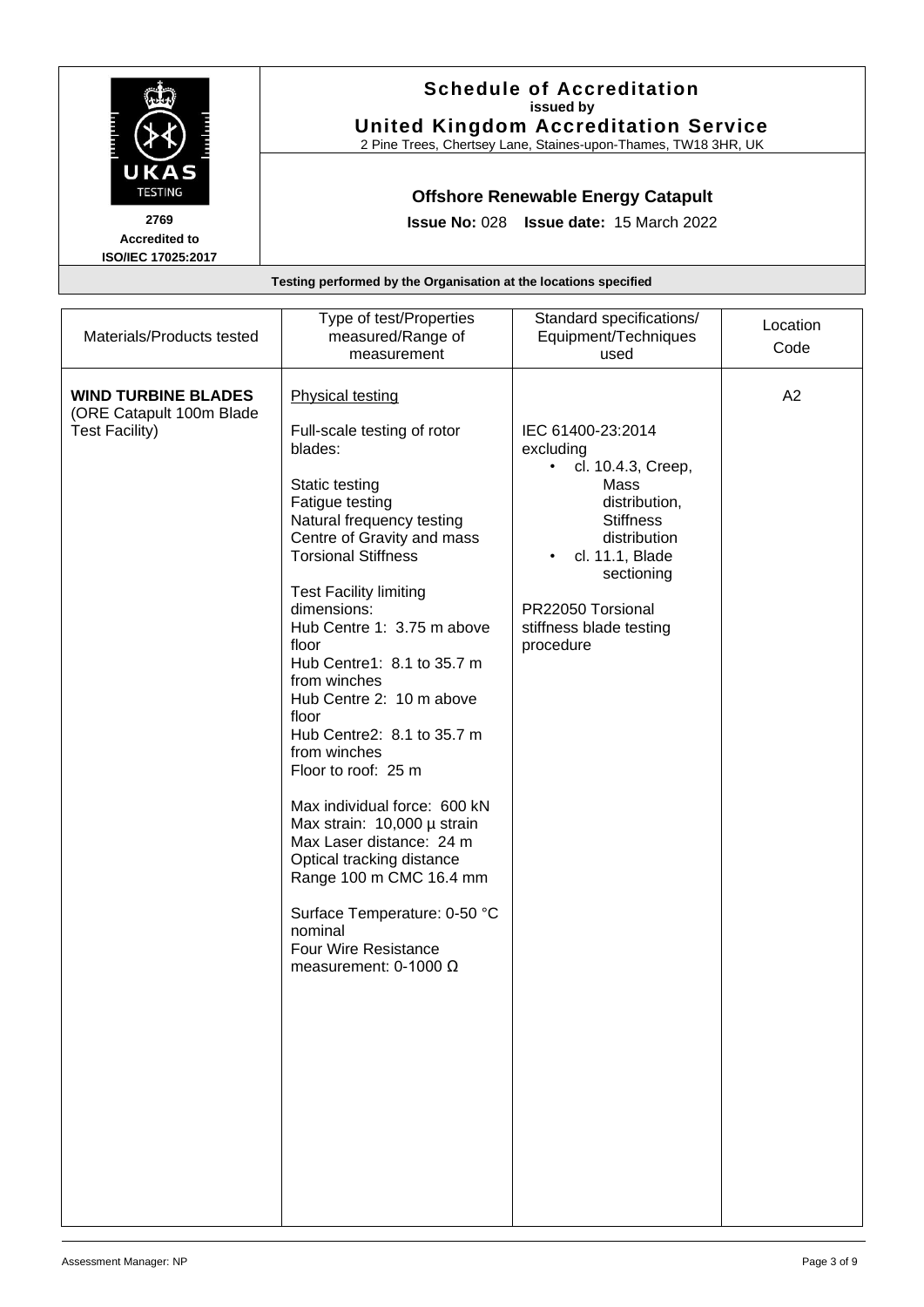**Schedule of Accreditation**
**issued by**
**United Kingdom Accreditation Service**
2 Pine Trees, Chertsey Lane, Staines-upon-Thames, TW18 3HR, UK

UKAS TESTING
**2769**
**Accredited to ISO/IEC 17025:2017**

**Offshore Renewable Energy Catapult**

**Issue No:** 028 **Issue date:** 15 March 2022

**Testing performed by the Organisation at the locations specified**

| Materials/Products tested | Type of test/Properties measured/Range of measurement | Standard specifications/ Equipment/Techniques used | Location Code |
|---|---|---|---|
| **WIND TURBINE BLADES** (ORE Catapult 100m Blade Test Facility) | Physical testing<br><br>Full-scale testing of rotor blades:<br><br>Static testing<br>Fatigue testing<br>Natural frequency testing<br>Centre of Gravity and mass<br>Torsional Stiffness<br><br>Test Facility limiting dimensions:<br>Hub Centre 1: 3.75 m above floor<br>Hub Centre1: 8.1 to 35.7 m from winches<br>Hub Centre 2: 10 m above floor<br>Hub Centre2: 8.1 to 35.7 m from winches<br>Floor to roof: 25 m<br><br>Max individual force: 600 kN<br>Max strain: 10,000 µ strain<br>Max Laser distance: 24 m<br>Optical tracking distance Range 100 m CMC 16.4 mm<br><br>Surface Temperature: 0-50 °C nominal<br>Four Wire Resistance measurement: 0-1000 Ω | IEC 61400-23:2014 excluding<br>• cl. 10.4.3, Creep, Mass distribution, Stiffness distribution<br>• cl. 11.1, Blade sectioning<br><br>PR22050 Torsional stiffness blade testing procedure | A2 |

Assessment Manager: NP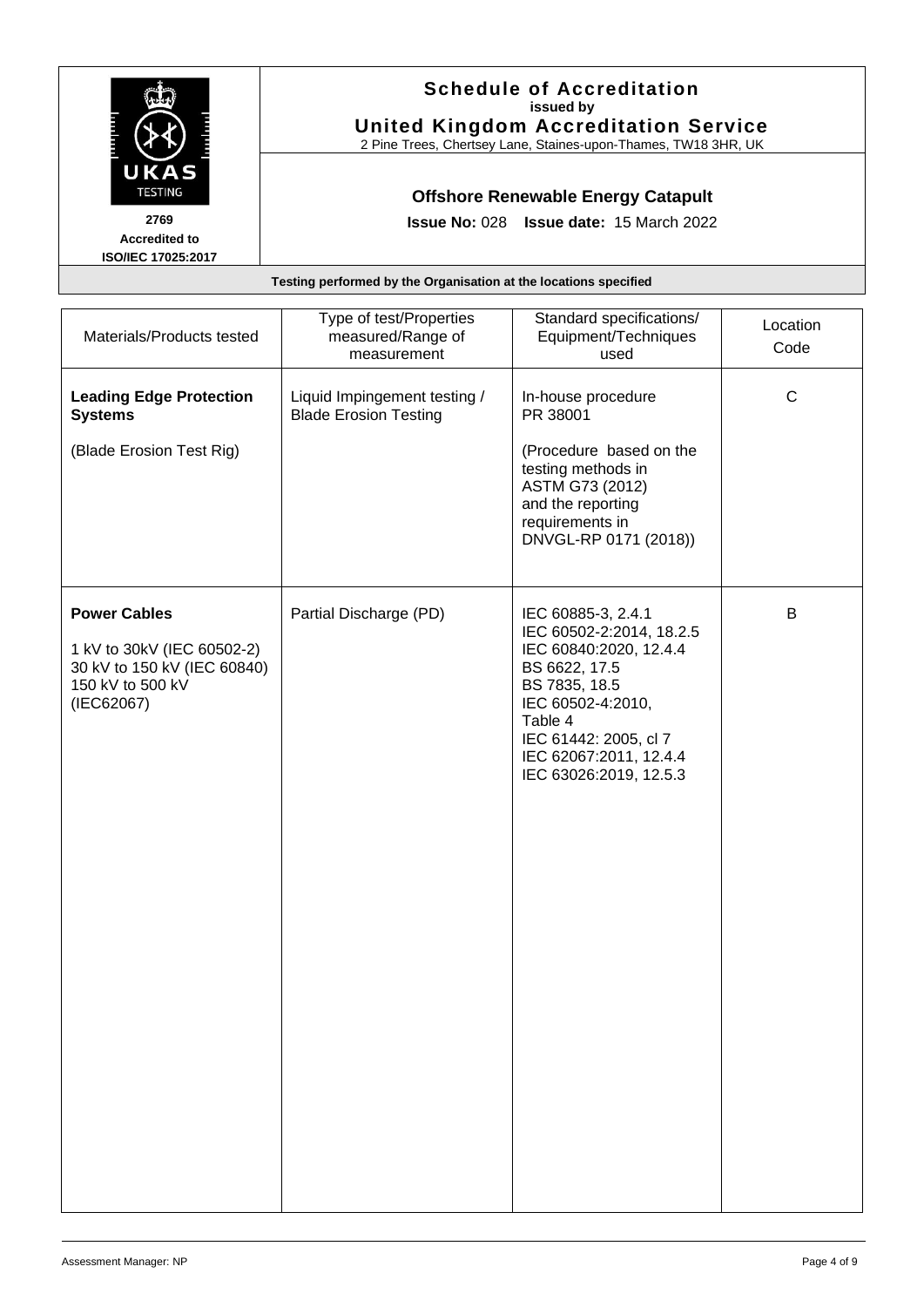**Schedule of Accreditation**
issued by
**United Kingdom Accreditation Service**
2 Pine Trees, Chertsey Lane, Staines-upon-Thames, TW18 3HR, UK

UKAS TESTING
2769
Accredited to
ISO/IEC 17025:2017

## Offshore Renewable Energy Catapult

**Issue No:** 028 **Issue date:** 15 March 2022

**Testing performed by the Organisation at the locations specified**

| Materials/Products tested | Type of test/Properties measured/Range of measurement | Standard specifications/ Equipment/Techniques used | Location Code |
|---|---|---|---|
| **Leading Edge Protection Systems**<br><br>(Blade Erosion Test Rig) | Liquid Impingement testing / Blade Erosion Testing | In-house procedure PR 38001<br><br>(Procedure based on the testing methods in ASTM G73 (2012) and the reporting requirements in DNVGL-RP 0171 (2018)) | C |
| **Power Cables**<br><br>1 kV to 30kV (IEC 60502-2)<br>30 kV to 150 kV (IEC 60840)<br>150 kV to 500 kV (IEC62067) | Partial Discharge (PD) | IEC 60885-3, 2.4.1<br>IEC 60502-2:2014, 18.2.5<br>IEC 60840:2020, 12.4.4<br>BS 6622, 17.5<br>BS 7835, 18.5<br>IEC 60502-4:2010, Table 4<br>IEC 61442: 2005, cl 7<br>IEC 62067:2011, 12.4.4<br>IEC 63026:2019, 12.5.3 | B |

Assessment Manager: NP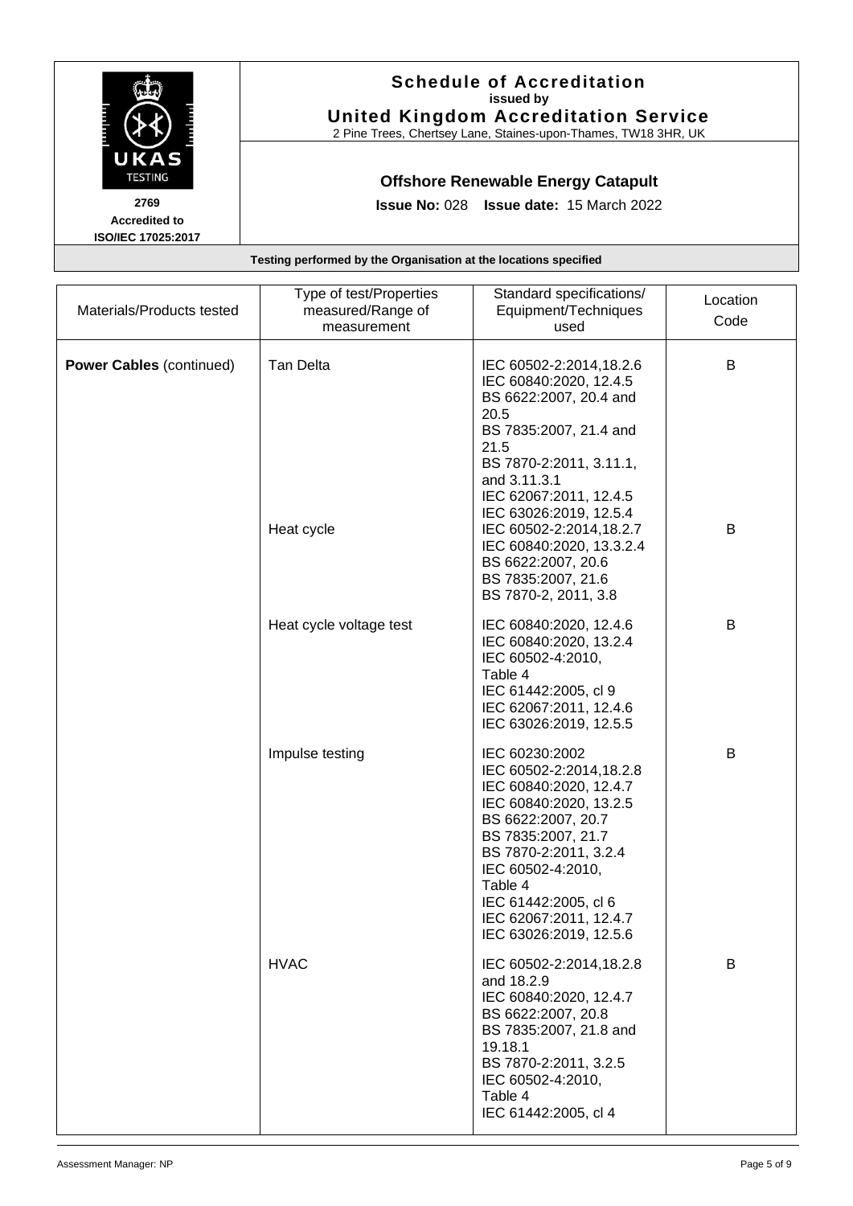**Schedule of Accreditation**
**issued by**
**United Kingdom Accreditation Service**
2 Pine Trees, Chertsey Lane, Staines-upon-Thames, TW18 3HR, UK

2769
Accredited to
ISO/IEC 17025:2017

**Offshore Renewable Energy Catapult**

**Issue No:** 028 **Issue date:** 15 March 2022

**Testing performed by the Organisation at the locations specified**

| Materials/Products tested | Type of test/Properties measured/Range of measurement | Standard specifications/ Equipment/Techniques used | Location Code |
|---|---|---|---|
| **Power Cables** (continued) | Tan Delta | IEC 60502-2:2014,18.2.6<br>IEC 60840:2020, 12.4.5<br>BS 6622:2007, 20.4 and 20.5<br>BS 7835:2007, 21.4 and 21.5<br>BS 7870-2:2011, 3.11.1, and 3.11.3.1<br>IEC 62067:2011, 12.4.5<br>IEC 63026:2019, 12.5.4 | B |
| | Heat cycle | IEC 60502-2:2014,18.2.7<br>IEC 60840:2020, 13.3.2.4<br>BS 6622:2007, 20.6<br>BS 7835:2007, 21.6<br>BS 7870-2, 2011, 3.8 | B |
| | Heat cycle voltage test | IEC 60840:2020, 12.4.6<br>IEC 60840:2020, 13.2.4<br>IEC 60502-4:2010, Table 4<br>IEC 61442:2005, cl 9<br>IEC 62067:2011, 12.4.6<br>IEC 63026:2019, 12.5.5 | B |
| | Impulse testing | IEC 60230:2002<br>IEC 60502-2:2014,18.2.8<br>IEC 60840:2020, 12.4.7<br>IEC 60840:2020, 13.2.5<br>BS 6622:2007, 20.7<br>BS 7835:2007, 21.7<br>BS 7870-2:2011, 3.2.4<br>IEC 60502-4:2010, Table 4<br>IEC 61442:2005, cl 6<br>IEC 62067:2011, 12.4.7<br>IEC 63026:2019, 12.5.6 | B |
| | HVAC | IEC 60502-2:2014,18.2.8 and 18.2.9<br>IEC 60840:2020, 12.4.7<br>BS 6622:2007, 20.8<br>BS 7835:2007, 21.8 and 19.18.1<br>BS 7870-2:2011, 3.2.5<br>IEC 60502-4:2010, Table 4<br>IEC 61442:2005, cl 4 | B |

Assessment Manager: NP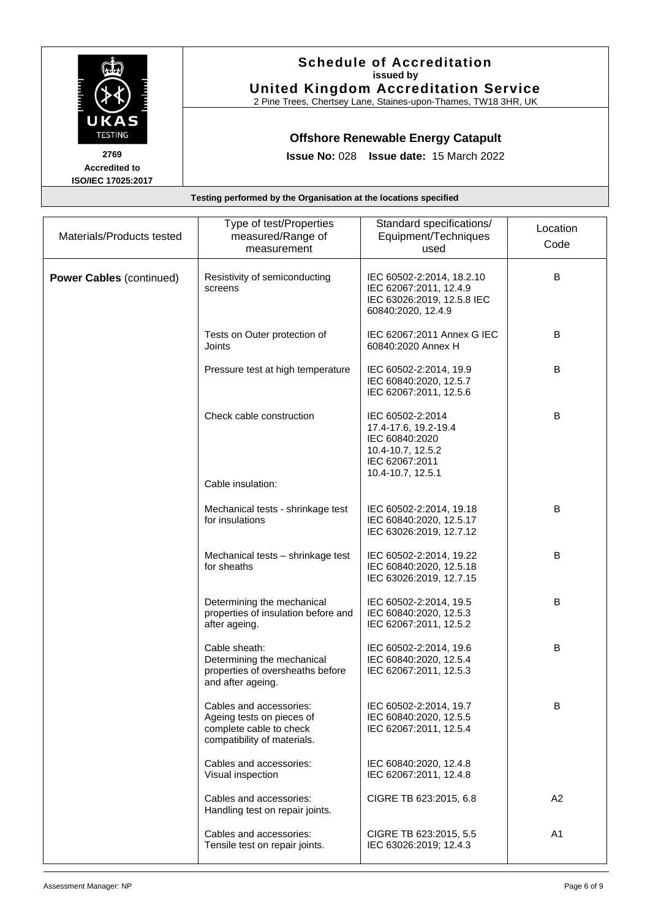# Schedule of Accreditation

issued by

**United Kingdom Accreditation Service**

2 Pine Trees, Chertsey Lane, Staines-upon-Thames, TW18 3HR, UK

UKAS TESTING

2769

Accredited to ISO/IEC 17025:2017

## Offshore Renewable Energy Catapult

**Issue No:** 028 **Issue date:** 15 March 2022

**Testing performed by the Organisation at the locations specified**

| Materials/Products tested | Type of test/Properties measured/Range of measurement | Standard specifications/ Equipment/Techniques used | Location Code |
|---|---|---|---|
| **Power Cables** (continued) | Resistivity of semiconducting screens | IEC 60502-2:2014, 18.2.10<br>IEC 62067:2011, 12.4.9<br>IEC 63026:2019, 12.5.8 IEC 60840:2020, 12.4.9 | B |
| | Tests on Outer protection of Joints | IEC 62067:2011 Annex G IEC 60840:2020 Annex H | B |
| | Pressure test at high temperature | IEC 60502-2:2014, 19.9<br>IEC 60840:2020, 12.5.7<br>IEC 62067:2011, 12.5.6 | B |
| | Check cable construction | IEC 60502-2:2014<br>17.4-17.6, 19.2-19.4<br>IEC 60840:2020<br>10.4-10.7, 12.5.2<br>IEC 62067:2011<br>10.4-10.7, 12.5.1 | B |
| | Cable insulation: | | |
| | Mechanical tests - shrinkage test for insulations | IEC 60502-2:2014, 19.18<br>IEC 60840:2020, 12.5.17<br>IEC 63026:2019, 12.7.12 | B |
| | Mechanical tests – shrinkage test for sheaths | IEC 60502-2:2014, 19.22<br>IEC 60840:2020, 12.5.18<br>IEC 63026:2019, 12.7.15 | B |
| | Determining the mechanical properties of insulation before and after ageing. | IEC 60502-2:2014, 19.5<br>IEC 60840:2020, 12.5.3<br>IEC 62067:2011, 12.5.2 | B |
| | Cable sheath:<br>Determining the mechanical properties of oversheaths before and after ageing. | IEC 60502-2:2014, 19.6<br>IEC 60840:2020, 12.5.4<br>IEC 62067:2011, 12.5.3 | B |
| | Cables and accessories:<br>Ageing tests on pieces of complete cable to check compatibility of materials. | IEC 60502-2:2014, 19.7<br>IEC 60840:2020, 12.5.5<br>IEC 62067:2011, 12.5.4 | B |
| | Cables and accessories:<br>Visual inspection | IEC 60840:2020, 12.4.8<br>IEC 62067:2011, 12.4.8 | |
| | Cables and accessories:<br>Handling test on repair joints. | CIGRE TB 623:2015, 6.8 | A2 |
| | Cables and accessories:<br>Tensile test on repair joints. | CIGRE TB 623:2015, 5.5<br>IEC 63026:2019; 12.4.3 | A1 |

Assessment Manager: NP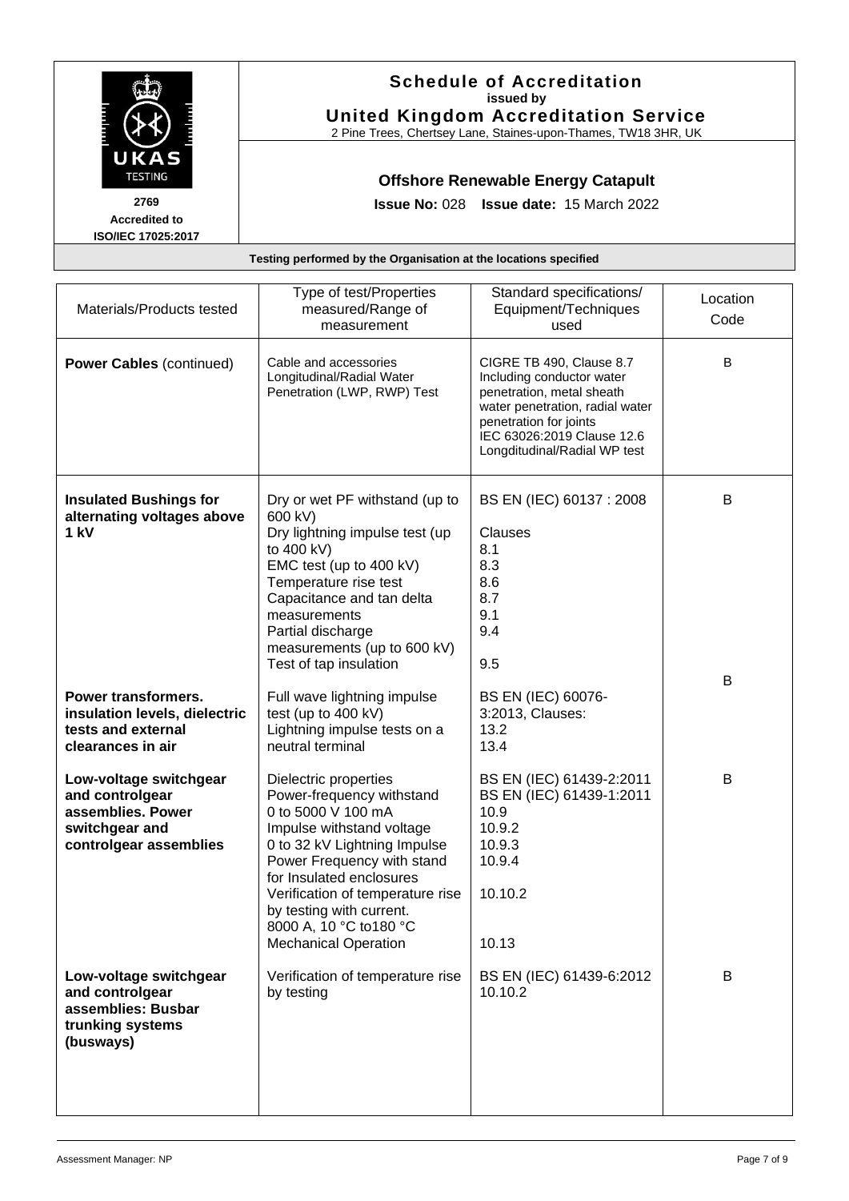**Schedule of Accreditation**
issued by
**United Kingdom Accreditation Service**
2 Pine Trees, Chertsey Lane, Staines-upon-Thames, TW18 3HR, UK

2769
Accredited to
ISO/IEC 17025:2017

**Offshore Renewable Energy Catapult**

**Issue No:** 028 **Issue date:** 15 March 2022

**Testing performed by the Organisation at the locations specified**

| Materials/Products tested | Type of test/Properties measured/Range of measurement | Standard specifications/ Equipment/Techniques used | Location Code |
|---|---|---|---|
| **Power Cables** (continued) | Cable and accessories Longitudinal/Radial Water Penetration (LWP, RWP) Test | CIGRE TB 490, Clause 8.7 Including conductor water penetration, metal sheath water penetration, radial water penetration for joints IEC 63026:2019 Clause 12.6 Longditudinal/Radial WP test | B |
| **Insulated Bushings for alternating voltages above 1 kV** | Dry or wet PF withstand (up to 600 kV)<br>Dry lightning impulse test (up to 400 kV)<br>EMC test (up to 400 kV)<br>Temperature rise test<br>Capacitance and tan delta measurements<br>Partial discharge measurements (up to 600 kV)<br>Test of tap insulation | BS EN (IEC) 60137 : 2008<br>Clauses<br>8.1<br>8.3<br>8.6<br>8.7<br>9.1<br>9.4<br>9.5 | B |
| **Power transformers. insulation levels, dielectric tests and external clearances in air** | Full wave lightning impulse test (up to 400 kV)<br>Lightning impulse tests on a neutral terminal | BS EN (IEC) 60076-3:2013, Clauses:<br>13.2<br>13.4 | B |
| **Low-voltage switchgear and controlgear assemblies. Power switchgear and controlgear assemblies** | Dielectric properties<br>Power-frequency withstand 0 to 5000 V 100 mA<br>Impulse withstand voltage 0 to 32 kV Lightning Impulse<br>Power Frequency with stand for Insulated enclosures<br>Verification of temperature rise by testing with current. 8000 A, 10 °C to180 °C<br>Mechanical Operation | BS EN (IEC) 61439-2:2011<br>BS EN (IEC) 61439-1:2011<br>10.9<br>10.9.2<br>10.9.3<br>10.9.4<br>10.10.2<br>10.13 | B |
| **Low-voltage switchgear and controlgear assemblies: Busbar trunking systems (busways)** | Verification of temperature rise by testing | BS EN (IEC) 61439-6:2012<br>10.10.2 | B |

Assessment Manager: NP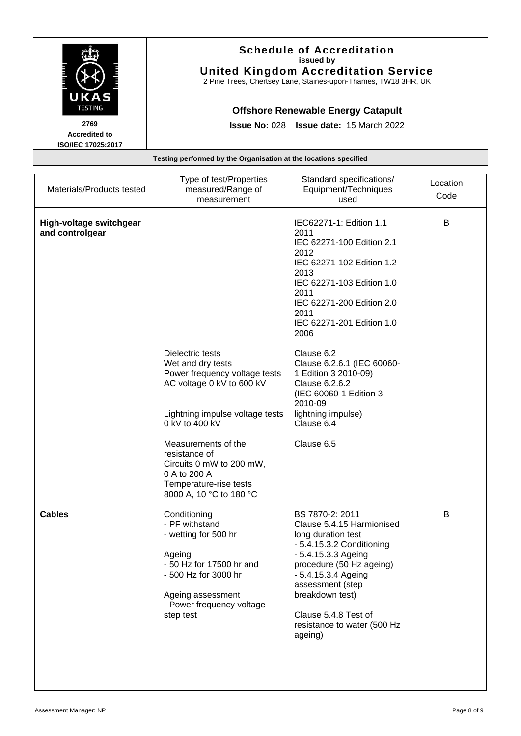**Schedule of Accreditation**
issued by
**United Kingdom Accreditation Service**
2 Pine Trees, Chertsey Lane, Staines-upon-Thames, TW18 3HR, UK

2769
Accredited to
ISO/IEC 17025:2017

**Offshore Renewable Energy Catapult**

**Issue No:** 028 **Issue date:** 15 March 2022

**Testing performed by the Organisation at the locations specified**

| Materials/Products tested | Type of test/Properties measured/Range of measurement | Standard specifications/ Equipment/Techniques used | Location Code |
|---|---|---|---|
| **High-voltage switchgear and controlgear** | | IEC62271-1: Edition 1.1 2011<br>IEC 62271-100 Edition 2.1 2012<br>IEC 62271-102 Edition 1.2 2013<br>IEC 62271-103 Edition 1.0 2011<br>IEC 62271-200 Edition 2.0 2011<br>IEC 62271-201 Edition 1.0 2006 | B |
| | Dielectric tests<br>Wet and dry tests<br>Power frequency voltage tests<br>AC voltage 0 kV to 600 kV | Clause 6.2<br>Clause 6.2.6.1 (IEC 60060-1 Edition 3 2010-09)<br>Clause 6.2.6.2<br>(IEC 60060-1 Edition 3 2010-09 | |
| | Lightning impulse voltage tests 0 kV to 400 kV | lightning impulse)<br>Clause 6.4 | |
| | Measurements of the resistance of<br>Circuits 0 mW to 200 mW, 0 A to 200 A<br>Temperature-rise tests<br>8000 A, 10 °C to 180 °C | Clause 6.5 | |
| **Cables** | Conditioning<br>- PF withstand<br>- wetting for 500 hr<br><br>Ageing<br>- 50 Hz for 17500 hr and<br>- 500 Hz for 3000 hr<br><br>Ageing assessment<br>- Power frequency voltage step test | BS 7870-2: 2011<br>Clause 5.4.15 Harmionised long duration test<br>- 5.4.15.3.2 Conditioning<br>- 5.4.15.3.3 Ageing procedure (50 Hz ageing)<br>- 5.4.15.3.4 Ageing assessment (step breakdown test)<br><br>Clause 5.4.8 Test of resistance to water (500 Hz ageing) | B |

Assessment Manager: NP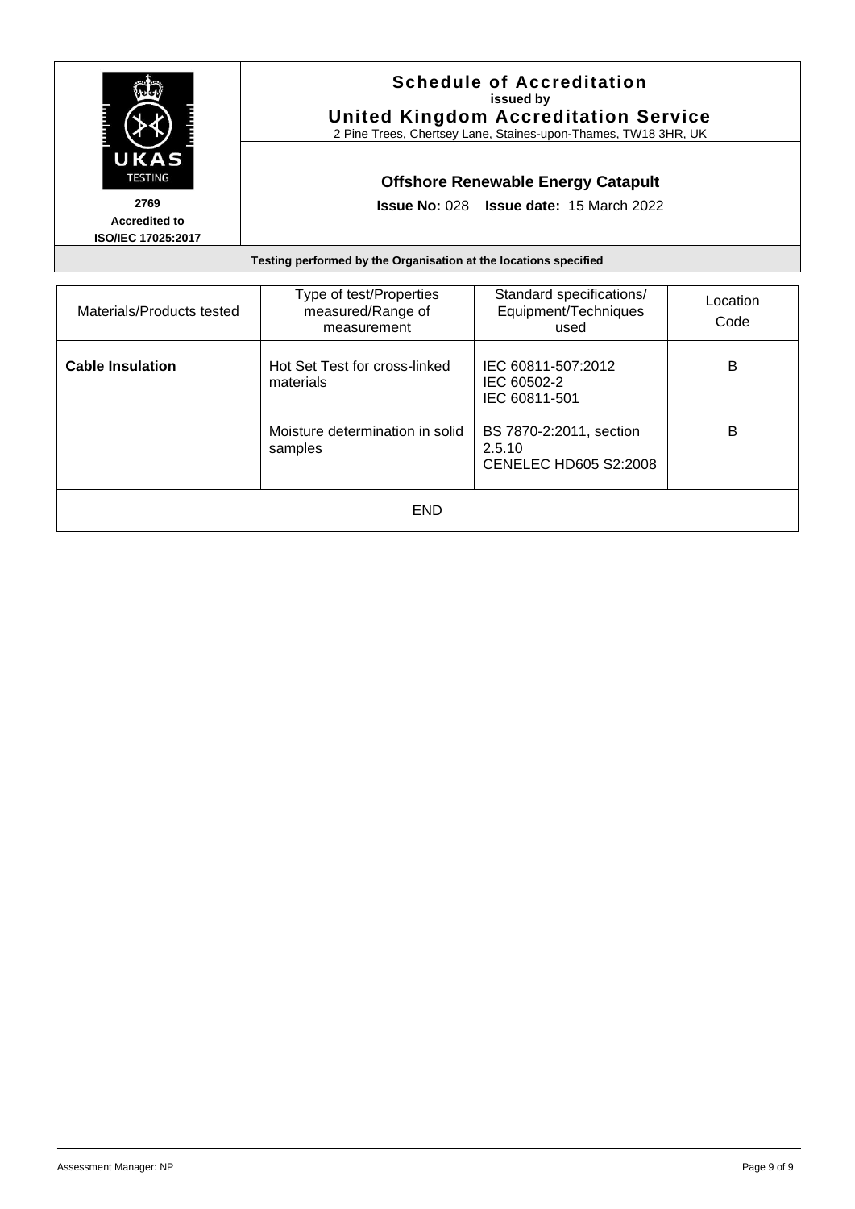**2769**
**Accredited to**
**ISO/IEC 17025:2017**

## Schedule of Accreditation
**issued by**
## United Kingdom Accreditation Service
2 Pine Trees, Chertsey Lane, Staines-upon-Thames, TW18 3HR, UK

### Offshore Renewable Energy Catapult

**Issue No:** 028 **Issue date:** 15 March 2022

**Testing performed by the Organisation at the locations specified**

| Materials/Products tested | Type of test/Properties measured/Range of measurement | Standard specifications/ Equipment/Techniques used | Location Code |
|---|---|---|---|
| **Cable Insulation** | Hot Set Test for cross-linked materials | IEC 60811-507:2012<br>IEC 60502-2<br>IEC 60811-501 | B |
| | Moisture determination in solid samples | BS 7870-2:2011, section 2.5.10<br>CENELEC HD605 S2:2008 | B |

END

Assessment Manager: NP